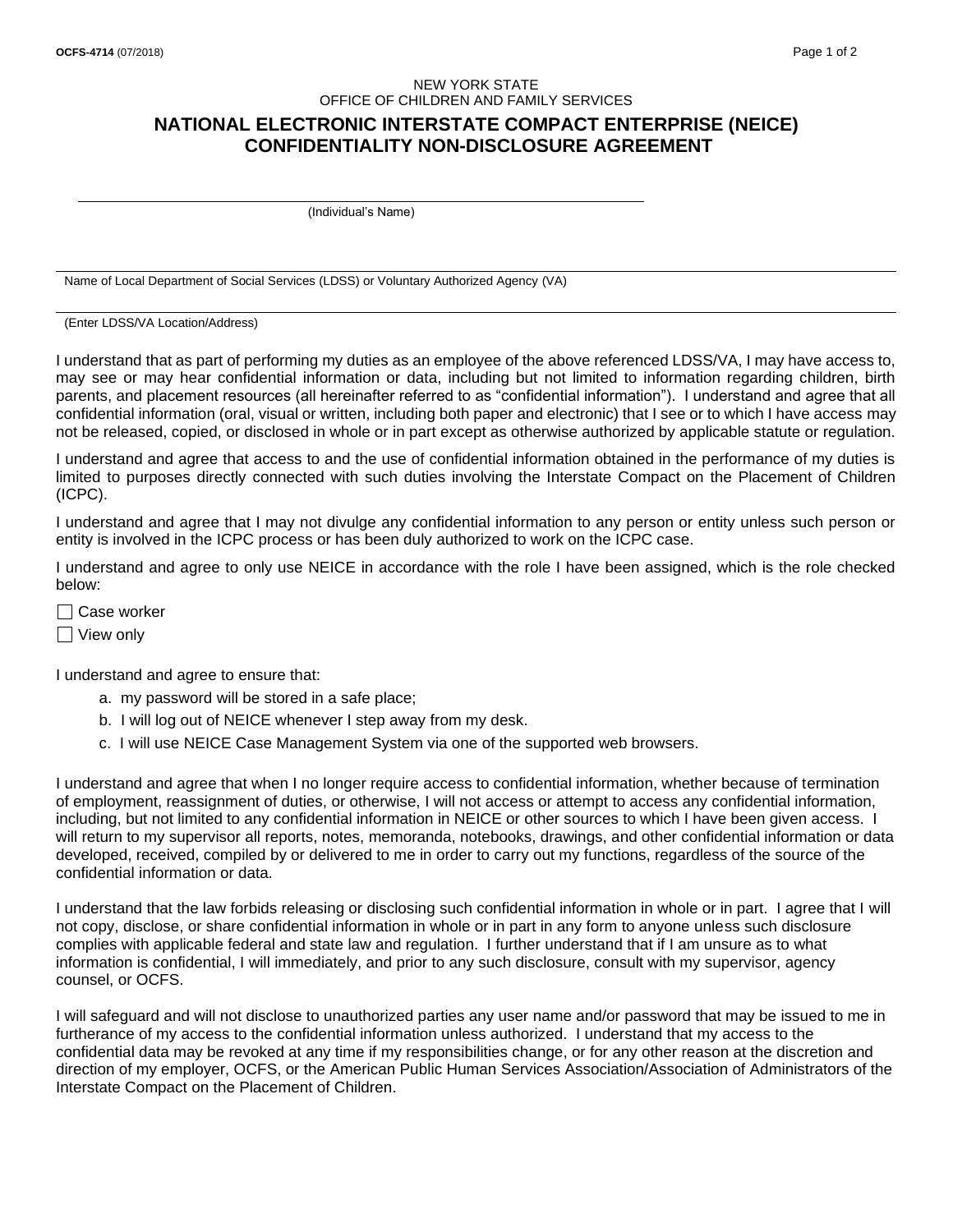OCFS-4714 (07/2018)

NEW YORK STATE
OFFICE OF CHILDREN AND FAMILY SERVICES

# NATIONAL ELECTRONIC INTERSTATE COMPACT ENTERPRISE (NEICE) CONFIDENTIALITY NON-DISCLOSURE AGREEMENT

______________________________________________
(Individual's Name)

______________________________________________
Name of Local Department of Social Services (LDSS) or Voluntary Authorized Agency (VA)

______________________________________________
(Enter LDSS/VA Location/Address)

I understand that as part of performing my duties as an employee of the above referenced LDSS/VA, I may have access to, may see or may hear confidential information or data, including but not limited to information regarding children, birth parents, and placement resources (all hereinafter referred to as "confidential information"). I understand and agree that all confidential information (oral, visual or written, including both paper and electronic) that I see or to which I have access may not be released, copied, or disclosed in whole or in part except as otherwise authorized by applicable statute or regulation.

I understand and agree that access to and the use of confidential information obtained in the performance of my duties is limited to purposes directly connected with such duties involving the Interstate Compact on the Placement of Children (ICPC).

I understand and agree that I may not divulge any confidential information to any person or entity unless such person or entity is involved in the ICPC process or has been duly authorized to work on the ICPC case.

I understand and agree to only use NEICE in accordance with the role I have been assigned, which is the role checked below:

☐ Case worker

☐ View only

I understand and agree to ensure that:

a. my password will be stored in a safe place;
b. I will log out of NEICE whenever I step away from my desk.
c. I will use NEICE Case Management System via one of the supported web browsers.

I understand and agree that when I no longer require access to confidential information, whether because of termination of employment, reassignment of duties, or otherwise, I will not access or attempt to access any confidential information, including, but not limited to any confidential information in NEICE or other sources to which I have been given access. I will return to my supervisor all reports, notes, memoranda, notebooks, drawings, and other confidential information or data developed, received, compiled by or delivered to me in order to carry out my functions, regardless of the source of the confidential information or data.

I understand that the law forbids releasing or disclosing such confidential information in whole or in part. I agree that I will not copy, disclose, or share confidential information in whole or in part in any form to anyone unless such disclosure complies with applicable federal and state law and regulation. I further understand that if I am unsure as to what information is confidential, I will immediately, and prior to any such disclosure, consult with my supervisor, agency counsel, or OCFS.

I will safeguard and will not disclose to unauthorized parties any user name and/or password that may be issued to me in furtherance of my access to the confidential information unless authorized. I understand that my access to the confidential data may be revoked at any time if my responsibilities change, or for any other reason at the discretion and direction of my employer, OCFS, or the American Public Human Services Association/Association of Administrators of the Interstate Compact on the Placement of Children.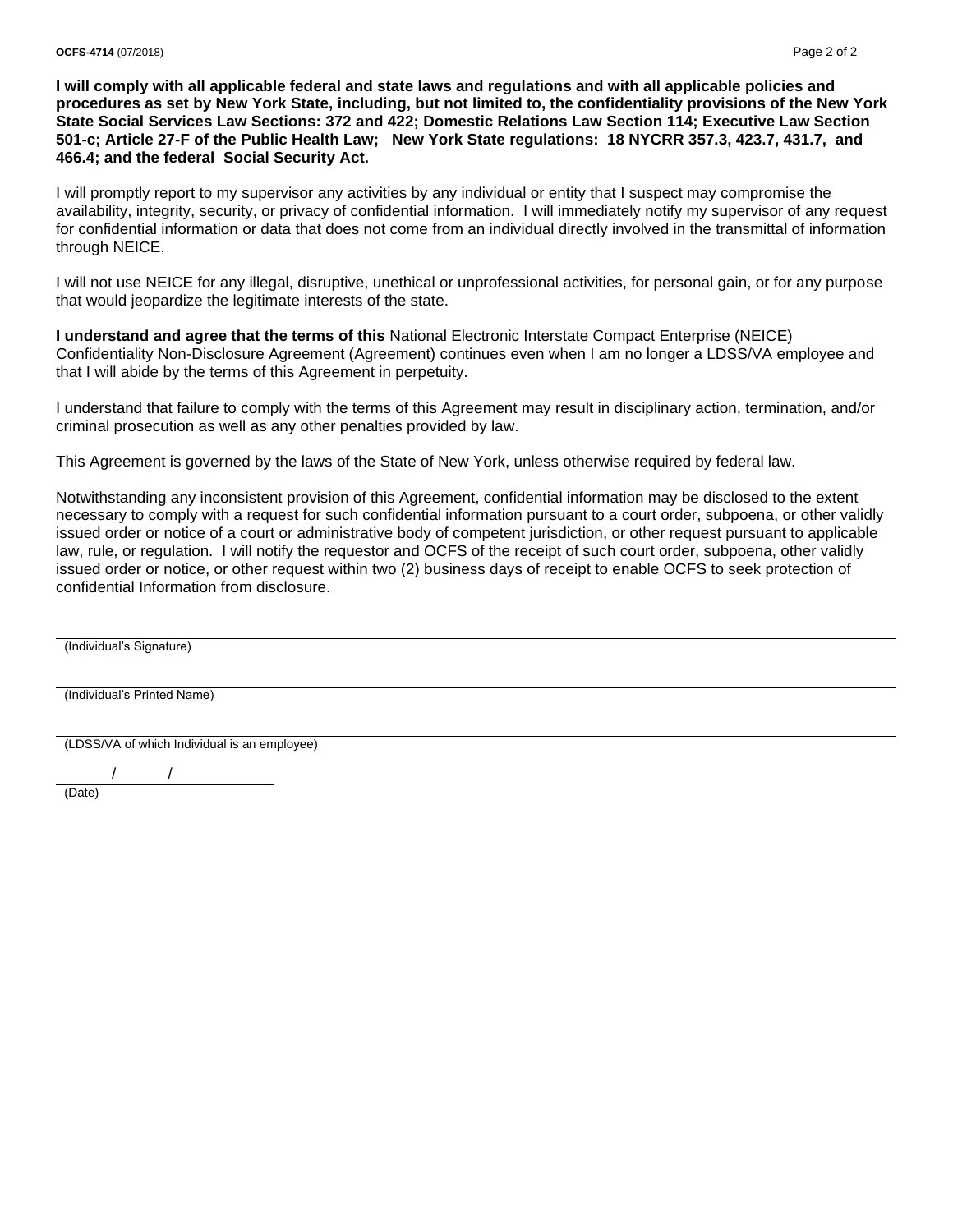**I will comply with all applicable federal and state laws and regulations and with all applicable policies and procedures as set by New York State, including, but not limited to, the confidentiality provisions of the New York State Social Services Law Sections: 372 and 422; Domestic Relations Law Section 114; Executive Law Section 501-c; Article 27-F of the Public Health Law; New York State regulations: 18 NYCRR 357.3, 423.7, 431.7, and 466.4; and the federal Social Security Act.**

I will promptly report to my supervisor any activities by any individual or entity that I suspect may compromise the availability, integrity, security, or privacy of confidential information. I will immediately notify my supervisor of any request for confidential information or data that does not come from an individual directly involved in the transmittal of information through NEICE.

I will not use NEICE for any illegal, disruptive, unethical or unprofessional activities, for personal gain, or for any purpose that would jeopardize the legitimate interests of the state.

**I understand and agree that the terms of this** National Electronic Interstate Compact Enterprise (NEICE) Confidentiality Non-Disclosure Agreement (Agreement) continues even when I am no longer a LDSS/VA employee and that I will abide by the terms of this Agreement in perpetuity.

I understand that failure to comply with the terms of this Agreement may result in disciplinary action, termination, and/or criminal prosecution as well as any other penalties provided by law.

This Agreement is governed by the laws of the State of New York, unless otherwise required by federal law.

Notwithstanding any inconsistent provision of this Agreement, confidential information may be disclosed to the extent necessary to comply with a request for such confidential information pursuant to a court order, subpoena, or other validly issued order or notice of a court or administrative body of competent jurisdiction, or other request pursuant to applicable law, rule, or regulation. I will notify the requestor and OCFS of the receipt of such court order, subpoena, other validly issued order or notice, or other request within two (2) business days of receipt to enable OCFS to seek protection of confidential Information from disclosure.

______________________________
(Individual's Signature)

______________________________
(Individual's Printed Name)

______________________________
(LDSS/VA of which Individual is an employee)

____/____/________
(Date)